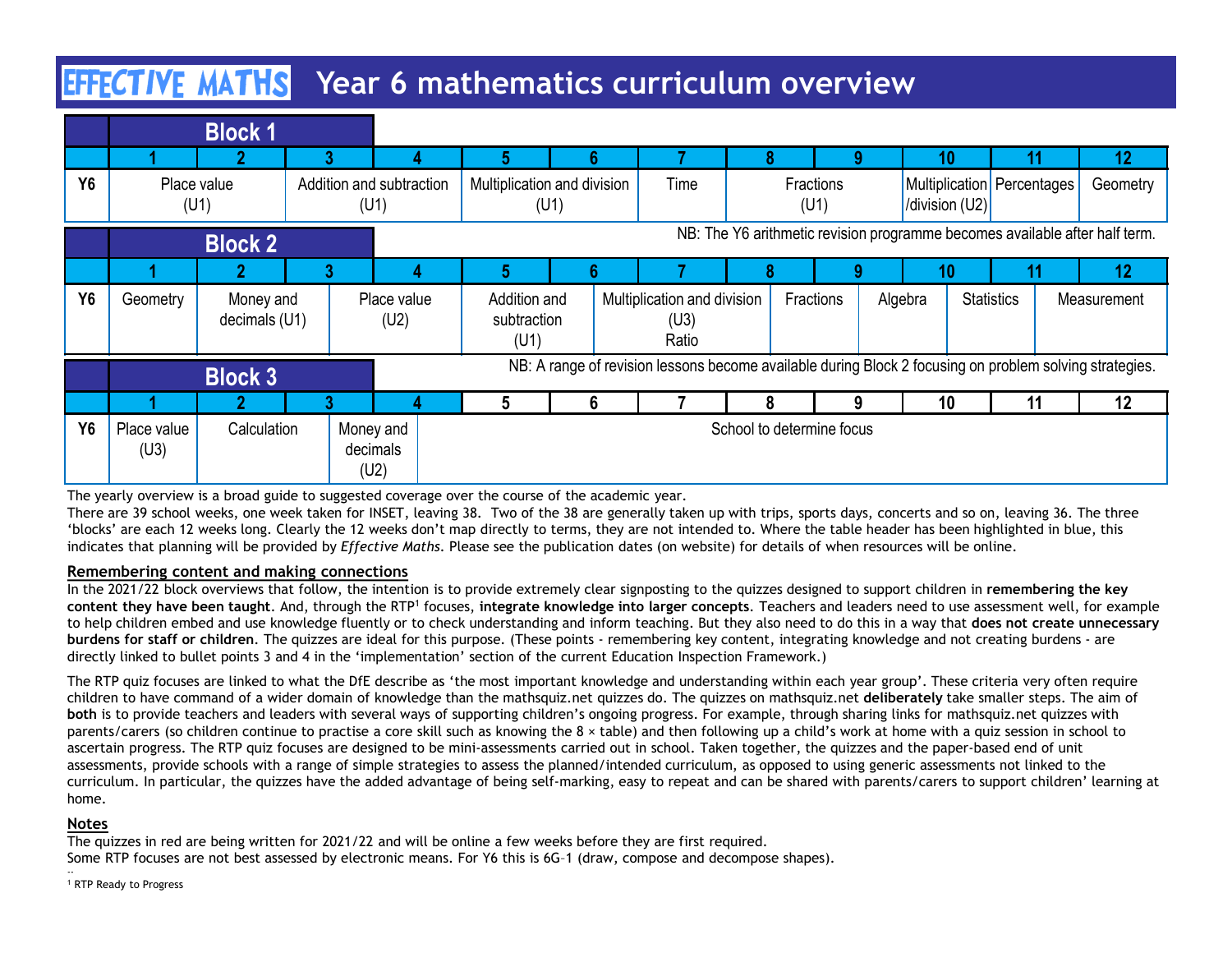# EFFECTIVE MATHS Year 6 mathematics curriculum overview

| Block 1 | | | | | | | | | | | | |
|---|---|---|---|---|---|---|---|---|---|---|---|---|
| | 1 | 2 | 3 | 4 | 5 | 6 | 7 | 8 | 9 | 10 | 11 | 12 |
| Y6 | Place value (U1) | | Addition and subtraction (U1) | | Multiplication and division (U1) | | Time | Fractions (U1) | | Multiplication /division (U2) | Percentages | Geometry |

NB: The Y6 arithmetic revision programme becomes available after half term.

| Block 2 | | | | | | | | | | | | |
|---|---|---|---|---|---|---|---|---|---|---|---|---|
| | 1 | 2 | 3 | 4 | 5 | 6 | 7 | 8 | 9 | 10 | 11 | 12 |
| Y6 | Geometry | Money and decimals (U1) | Place value (U2) | | Addition and subtraction (U1) | Multiplication and division (U3) Ratio | | Fractions | Algebra | Statistics | Measurement | |

NB: A range of revision lessons become available during Block 2 focusing on problem solving strategies.

| Block 3 | | | | | | | | | | | | |
|---|---|---|---|---|---|---|---|---|---|---|---|---|
| | 1 | 2 | 3 | 4 | 5 | 6 | 7 | 8 | 9 | 10 | 11 | 12 |
| Y6 | Place value (U3) | Calculation | | Money and decimals (U2) | School to determine focus | | | | | | | |

The yearly overview is a broad guide to suggested coverage over the course of the academic year.

There are 39 school weeks, one week taken for INSET, leaving 38. Two of the 38 are generally taken up with trips, sports days, concerts and so on, leaving 36. The three 'blocks' are each 12 weeks long. Clearly the 12 weeks don't map directly to terms, they are not intended to. Where the table header has been highlighted in blue, this indicates that planning will be provided by *Effective Maths*. Please see the publication dates (on website) for details of when resources will be online.

## Remembering content and making connections

In the 2021/22 block overviews that follow, the intention is to provide extremely clear signposting to the quizzes designed to support children in **remembering the key content they have been taught**. And, through the RTP[1] focuses, **integrate knowledge into larger concepts**. Teachers and leaders need to use assessment well, for example to help children embed and use knowledge fluently or to check understanding and inform teaching. But they also need to do this in a way that **does not create unnecessary burdens for staff or children**. The quizzes are ideal for this purpose. (These points - remembering key content, integrating knowledge and not creating burdens - are directly linked to bullet points 3 and 4 in the 'implementation' section of the current Education Inspection Framework.)

The RTP quiz focuses are linked to what the DfE describe as 'the most important knowledge and understanding within each year group'. These criteria very often require children to have command of a wider domain of knowledge than the mathsquiz.net quizzes do. The quizzes on mathsquiz.net **deliberately** take smaller steps. The aim of **both** is to provide teachers and leaders with several ways of supporting children's ongoing progress. For example, through sharing links for mathsquiz.net quizzes with parents/carers (so children continue to practise a core skill such as knowing the 8 × table) and then following up a child's work at home with a quiz session in school to ascertain progress. The RTP quiz focuses are designed to be mini-assessments carried out in school. Taken together, the quizzes and the paper-based end of unit assessments, provide schools with a range of simple strategies to assess the planned/intended curriculum, as opposed to using generic assessments not linked to the curriculum. In particular, the quizzes have the added advantage of being self-marking, easy to repeat and can be shared with parents/carers to support children' learning at home.

## Notes

The quizzes in red are being written for 2021/22 and will be online a few weeks before they are first required.

Some RTP focuses are not best assessed by electronic means. For Y6 this is 6G–1 (draw, compose and decompose shapes).

[1] RTP Ready to Progress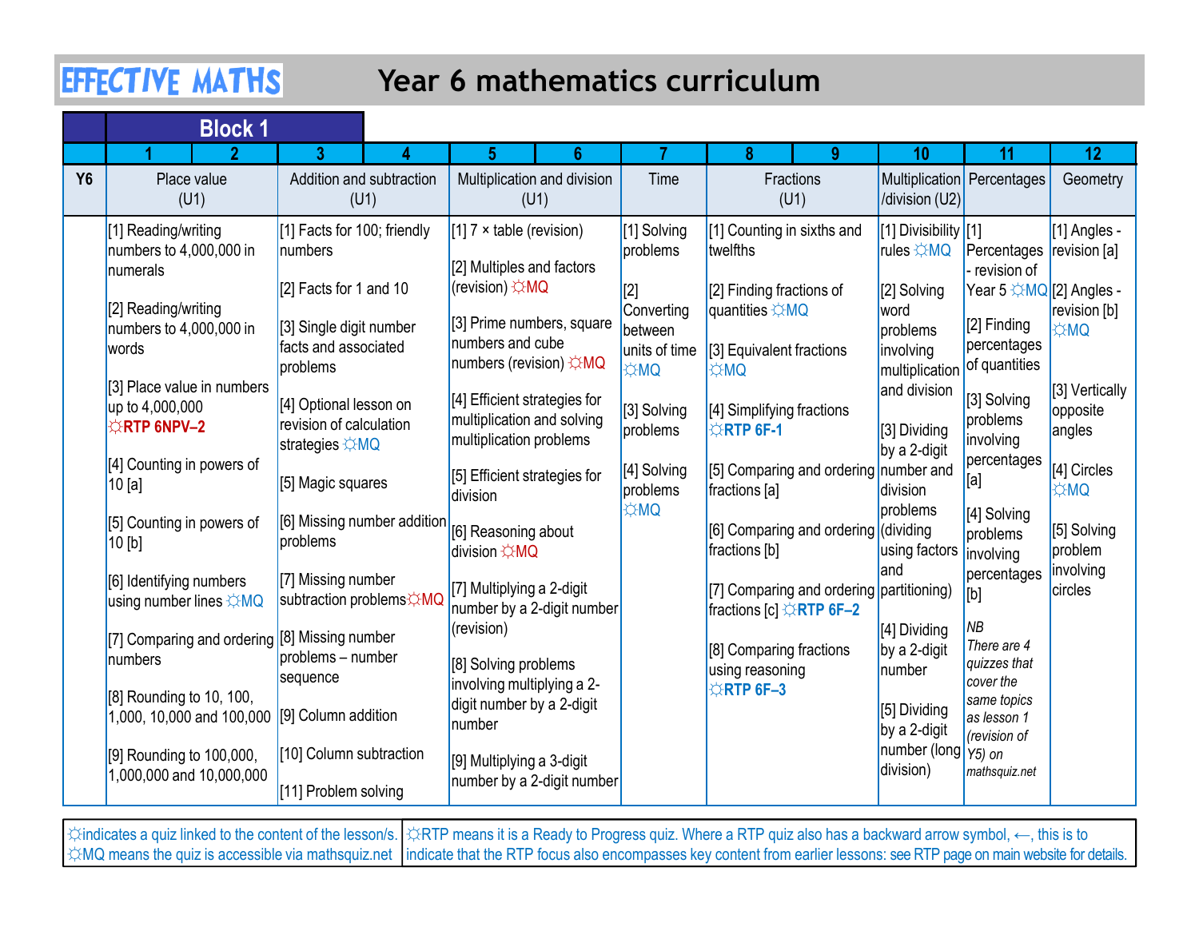# EFFECTIVE MATHS Year 6 mathematics curriculum

## Block 1

| | 1–2 | 3–4 | 5–6 | 7 | 8–9 | 10 | 11 | 12 |
|---|---|---|---|---|---|---|---|---|
| **Y6** | Place value (U1) | Addition and subtraction (U1) | Multiplication and division (U1) | Time | Fractions (U1) | Multiplication /division (U2) | Percentages | Geometry |
| | [1] Reading/writing numbers to 4,000,000 in numerals<br><br>[2] Reading/writing numbers to 4,000,000 in words<br><br>[3] Place value in numbers up to 4,000,000 ☼RTP 6NPV–2<br><br>[4] Counting in powers of 10 [a]<br><br>[5] Counting in powers of 10 [b]<br><br>[6] Identifying numbers using number lines ☼MQ<br><br>[7] Comparing and ordering numbers<br><br>[8] Rounding to 10, 100, 1,000, 10,000 and 100,000<br><br>[9] Rounding to 100,000, 1,000,000 and 10,000,000 | [1] Facts for 100; friendly numbers<br><br>[2] Facts for 1 and 10<br><br>[3] Single digit number facts and associated problems<br><br>[4] Optional lesson on revision of calculation strategies ☼MQ<br><br>[5] Magic squares<br><br>[6] Missing number addition problems<br><br>[7] Missing number subtraction problems☼MQ<br><br>[8] Missing number problems – number sequence<br><br>[9] Column addition<br><br>[10] Column subtraction<br><br>[11] Problem solving | [1] 7 × table (revision)<br><br>[2] Multiples and factors (revision) ☼MQ<br><br>[3] Prime numbers, square numbers and cube numbers (revision) ☼MQ<br><br>[4] Efficient strategies for multiplication and solving multiplication problems<br><br>[5] Efficient strategies for division<br><br>[6] Reasoning about division ☼MQ<br><br>[7] Multiplying a 2-digit number by a 2-digit number (revision)<br><br>[8] Solving problems involving multiplying a 2-digit number by a 2-digit number<br><br>[9] Multiplying a 3-digit number by a 2-digit number | [1] Solving problems<br><br>[2] Converting between units of time ☼MQ<br><br>[3] Solving problems<br><br>[4] Solving problems ☼MQ | [1] Counting in sixths and twelfths<br><br>[2] Finding fractions of quantities ☼MQ<br><br>[3] Equivalent fractions ☼MQ<br><br>[4] Simplifying fractions ☼RTP 6F-1<br><br>[5] Comparing and ordering fractions [a]<br><br>[6] Comparing and ordering fractions [b]<br><br>[7] Comparing and ordering fractions [c] ☼RTP 6F–2<br><br>[8] Comparing fractions using reasoning ☼RTP 6F–3 | [1] Divisibility rules ☼MQ<br><br>[2] Solving word problems involving multiplication and division<br><br>[3] Dividing by a 2-digit number and division problems (dividing using factors and partitioning)<br><br>[4] Dividing by a 2-digit number<br><br>[5] Dividing by a 2-digit number (long division) | [1] Percentages - revision of Year 5 ☼MQ<br><br>[2] Finding percentages of quantities<br><br>[3] Solving problems involving percentages [a]<br><br>[4] Solving problems involving percentages [b]<br><br>*NB There are 4 quizzes that cover the same topics as lesson 1 (revision of Y5) on mathsquiz.net* | [1] Angles - revision [a]<br><br>[2] Angles - revision [b] ☼MQ<br><br>[3] Vertically opposite angles<br><br>[4] Circles ☼MQ<br><br>[5] Solving problem involving circles |

| | |
|---|---|
| ☼indicates a quiz linked to the content of the lesson/s. ☼MQ means the quiz is accessible via mathsquiz.net | ☼RTP means it is a Ready to Progress quiz. Where a RTP quiz also has a backward arrow symbol, ⟵, this is to indicate that the RTP focus also encompasses key content from earlier lessons: see RTP page on main website for details. |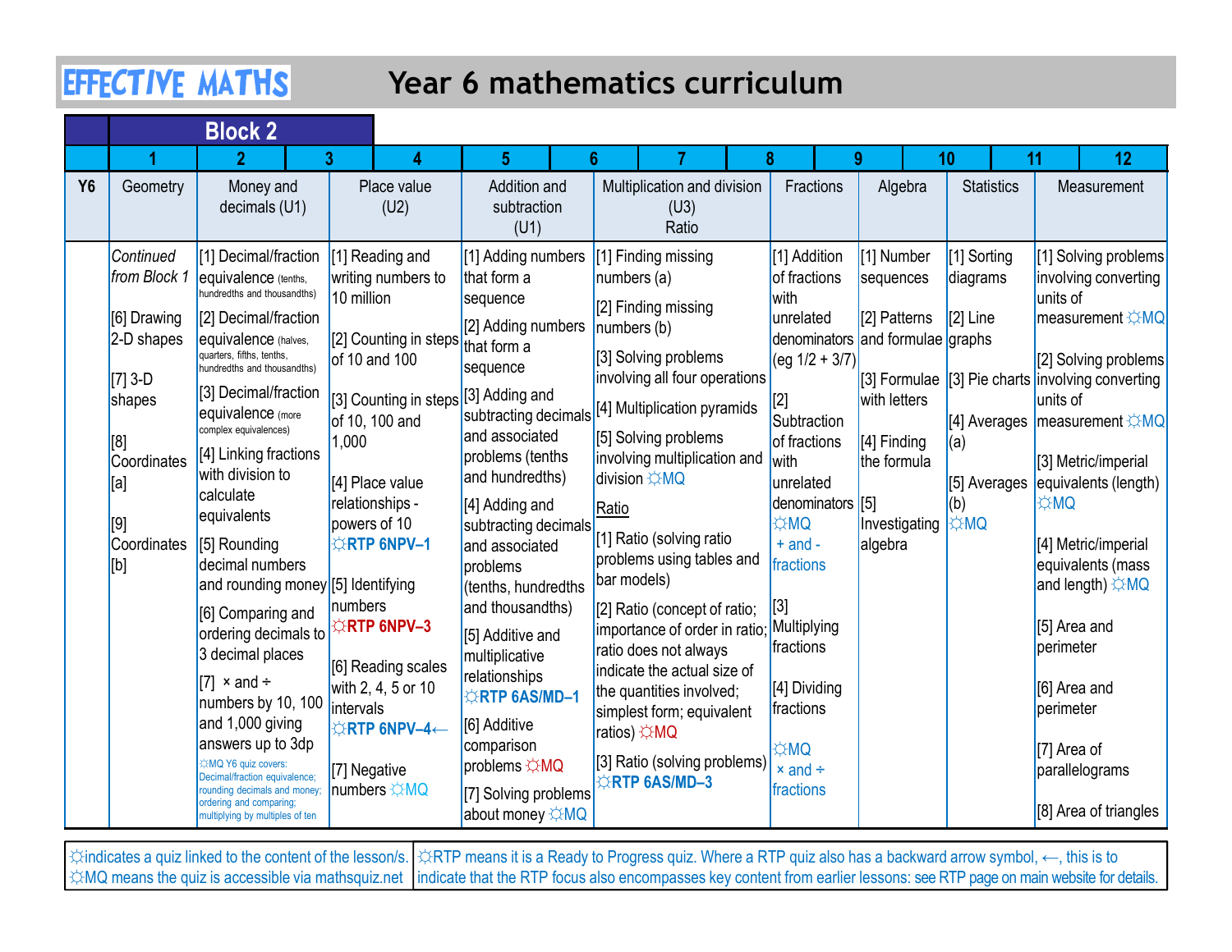# EFFECTIVE MATHS — Year 6 mathematics curriculum

## Block 2

| | 1 | 2 | 3 | 4 | 5 | 6 | 7 | 8 | 9 | 10 | 11 | 12 |
|---|---|---|---|---|---|---|---|---|---|---|---|---|
| **Y6** | Geometry | Money and decimals (U1) | | Place value (U2) | Addition and subtraction (U1) | | Multiplication and division (U3) Ratio | Fractions | Algebra | Statistics | Measurement | |
| | *Continued from Block 1* [6] Drawing 2-D shapes [7] 3-D shapes [8] Coordinates [a] [9] Coordinates [b] | [1] Decimal/fraction equivalence (tenths, hundredths and thousandths) [2] Decimal/fraction equivalence (halves, quarters, fifths, tenths, hundredths and thousandths) [3] Decimal/fraction equivalence (more complex equivalences) [4] Linking fractions with division to calculate equivalents [5] Rounding decimal numbers and rounding money [6] Comparing and ordering decimals to 3 decimal places [7] × and ÷ numbers by 10, 100 and 1,000 giving answers up to 3dp ☼MQ Y6 quiz covers: Decimal/fraction equivalence; rounding decimals and money; ordering and comparing; multiplying by multiples of ten | | [1] Reading and writing numbers to 10 million [2] Counting in steps of 10 and 100 [3] Counting in steps of 10, 100 and 1,000 [4] Place value relationships - powers of 10 ☼**RTP 6NPV–1** [5] Identifying numbers ☼**RTP 6NPV–3** [6] Reading scales with 2, 4, 5 or 10 intervals ☼**RTP 6NPV–4**← [7] Negative numbers ☼MQ | [1] Adding numbers that form a sequence [2] Adding numbers that form a sequence [3] Adding and subtracting decimals and associated problems (tenths and hundredths) [4] Adding and subtracting decimals and associated problems (tenths, hundredths and thousandths) [5] Additive and multiplicative relationships ☼**RTP 6AS/MD–1** [6] Additive comparison problems ☼MQ [7] Solving problems about money ☼MQ | | [1] Finding missing numbers (a) [2] Finding missing numbers (b) [3] Solving problems involving all four operations [4] Multiplication pyramids [5] Solving problems involving multiplication and division ☼MQ <br> Ratio <br> [1] Ratio (solving ratio problems using tables and bar models) [2] Ratio (concept of ratio; importance of order in ratio; ratio does not always indicate the actual size of the quantities involved; simplest form; equivalent ratios) ☼MQ [3] Ratio (solving problems) ☼**RTP 6AS/MD–3** | [1] Addition of fractions with unrelated denominators (eg 1/2 + 3/7) [2] Subtraction of fractions with unrelated denominators ☼MQ + and - fractions [3] Multiplying fractions [4] Dividing fractions ☼MQ × and ÷ fractions | [1] Number sequences [2] Patterns and formulae [3] Formulae with letters [4] Finding the formula [5] Investigating algebra | [1] Sorting diagrams [2] Line graphs [3] Pie charts [4] Averages (a) [5] Averages (b) ☼MQ | [1] Solving problems involving converting units of measurement ☼MQ [2] Solving problems involving converting units of measurement ☼MQ [3] Metric/imperial equivalents (length) ☼MQ [4] Metric/imperial equivalents (mass and length) ☼MQ [5] Area and perimeter [6] Area and perimeter [7] Area of parallelograms [8] Area of triangles | |

☼indicates a quiz linked to the content of the lesson/s. ☼MQ means the quiz is accessible via mathsquiz.net

☼RTP means it is a Ready to Progress quiz. Where a RTP quiz also has a backward arrow symbol, ←, this is to indicate that the RTP focus also encompasses key content from earlier lessons: see RTP page on main website for details.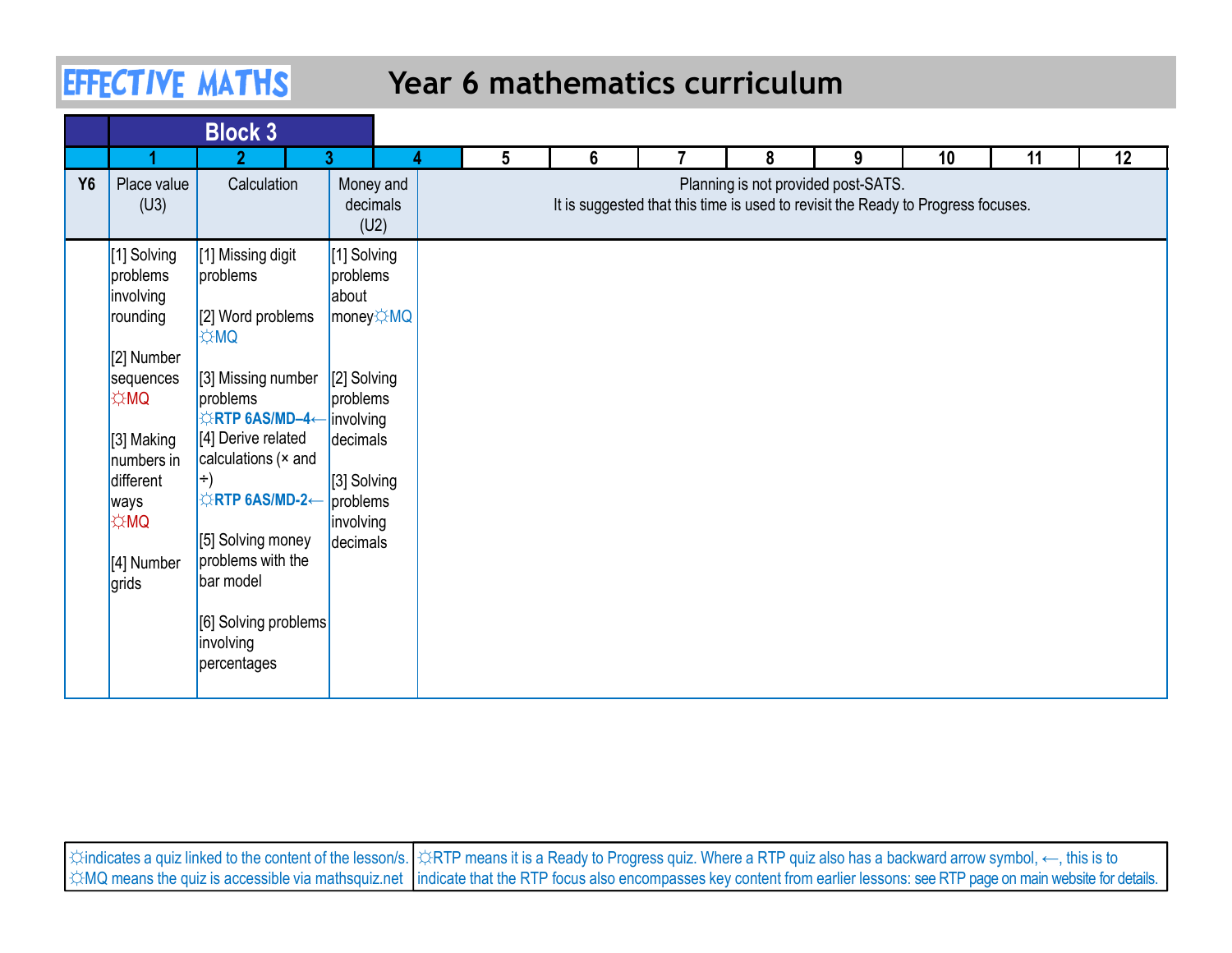# EFFECTIVE MATHS — Year 6 mathematics curriculum

| | Block 3 | | | | | | | | | | | |
|---|---|---|---|---|---|---|---|---|---|---|---|---|
| | 1 | 2 | 3 | 4 | 5 | 6 | 7 | 8 | 9 | 10 | 11 | 12 |
| Y6 | Place value (U3) | Calculation | Money and decimals (U2) | Planning is not provided post-SATS. It is suggested that this time is used to revisit the Ready to Progress focuses. | | | | | | | | |
| | [1] Solving problems involving rounding<br><br>[2] Number sequences ☼MQ<br><br>[3] Making numbers in different ways ☼MQ<br><br>[4] Number grids | [1] Missing digit problems<br><br>[2] Word problems ☼MQ<br><br>[3] Missing number problems ☼**RTP 6AS/MD–4**←<br>[4] Derive related calculations (× and ÷) ☼**RTP 6AS/MD-2**←<br><br>[5] Solving money problems with the bar model<br><br>[6] Solving problems involving percentages | [1] Solving problems about money☼MQ<br><br>[2] Solving problems involving decimals<br><br>[3] Solving problems involving decimals | | | | | | | | | |

| | |
|---|---|
| ☼indicates a quiz linked to the content of the lesson/s.<br>☼MQ means the quiz is accessible via mathsquiz.net | ☼RTP means it is a Ready to Progress quiz. Where a RTP quiz also has a backward arrow symbol, ←, this is to indicate that the RTP focus also encompasses key content from earlier lessons: see RTP page on main website for details. |